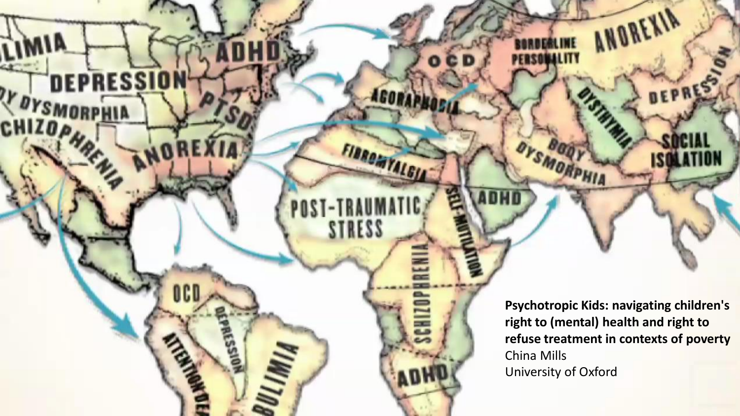**Psychotropic Kids: navigating children's right to (mental) health and right to refuse treatment in contexts of poverty**
China Mills
University of Oxford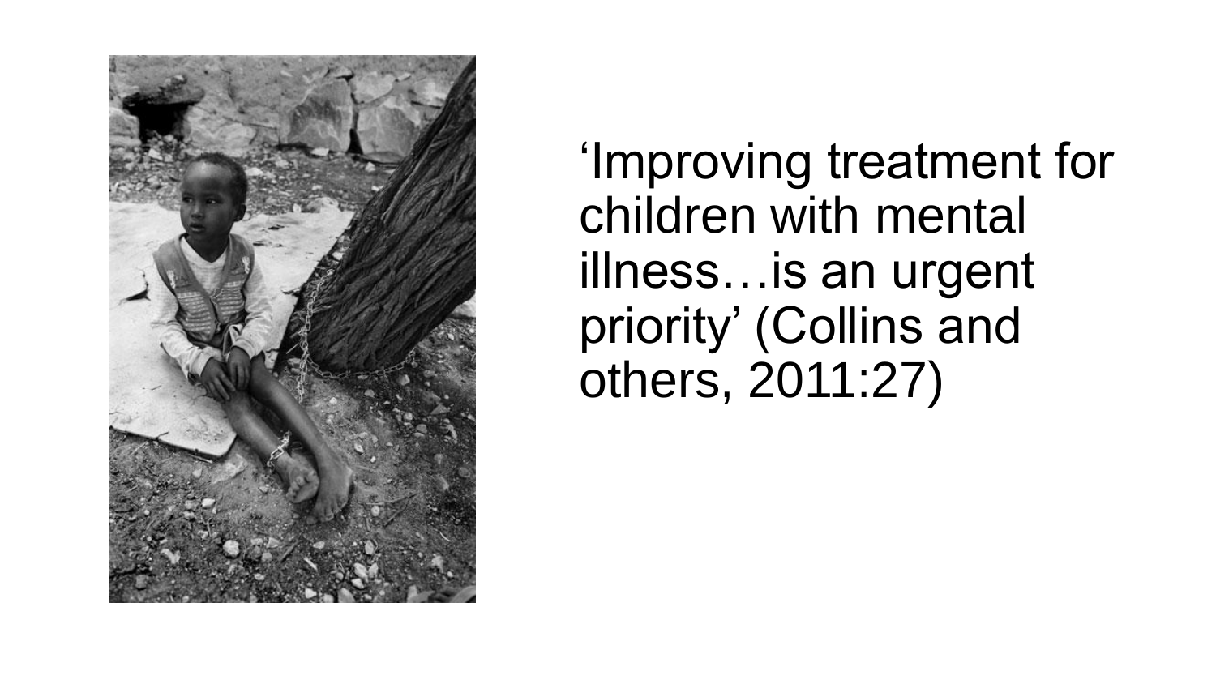‘Improving treatment for children with mental illness…is an urgent priority’ (Collins and others, 2011:27)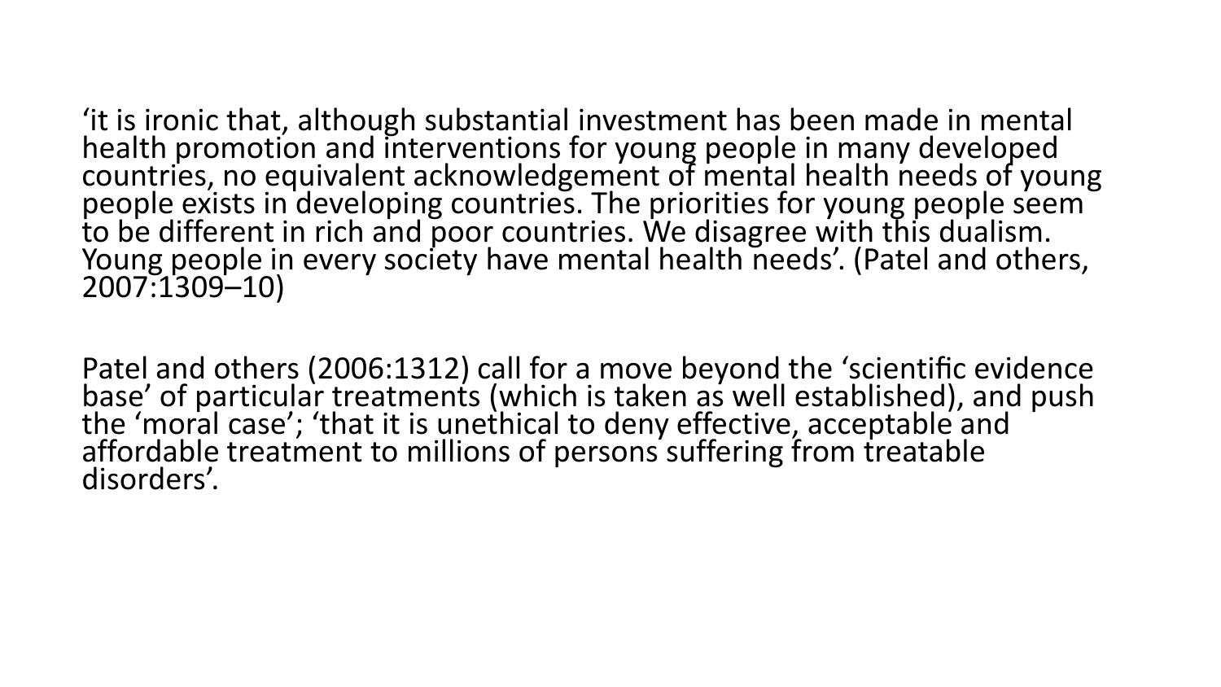'it is ironic that, although substantial investment has been made in mental health promotion and interventions for young people in many developed countries, no equivalent acknowledgement of mental health needs of young people exists in developing countries. The priorities for young people seem to be different in rich and poor countries. We disagree with this dualism. Young people in every society have mental health needs'. (Patel and others, 2007:1309–10)

Patel and others (2006:1312) call for a move beyond the 'scientific evidence base' of particular treatments (which is taken as well established), and push the 'moral case'; 'that it is unethical to deny effective, acceptable and affordable treatment to millions of persons suffering from treatable disorders'.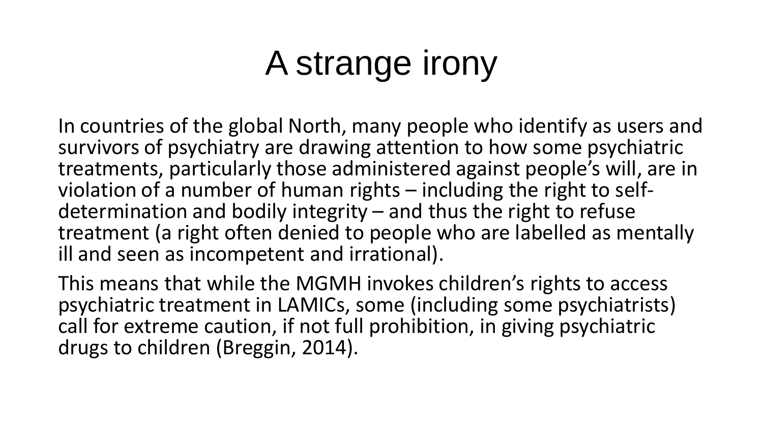# A strange irony

In countries of the global North, many people who identify as users and survivors of psychiatry are drawing attention to how some psychiatric treatments, particularly those administered against people's will, are in violation of a number of human rights – including the right to self-determination and bodily integrity – and thus the right to refuse treatment (a right often denied to people who are labelled as mentally ill and seen as incompetent and irrational).

This means that while the MGMH invokes children's rights to access psychiatric treatment in LAMICs, some (including some psychiatrists) call for extreme caution, if not full prohibition, in giving psychiatric drugs to children (Breggin, 2014).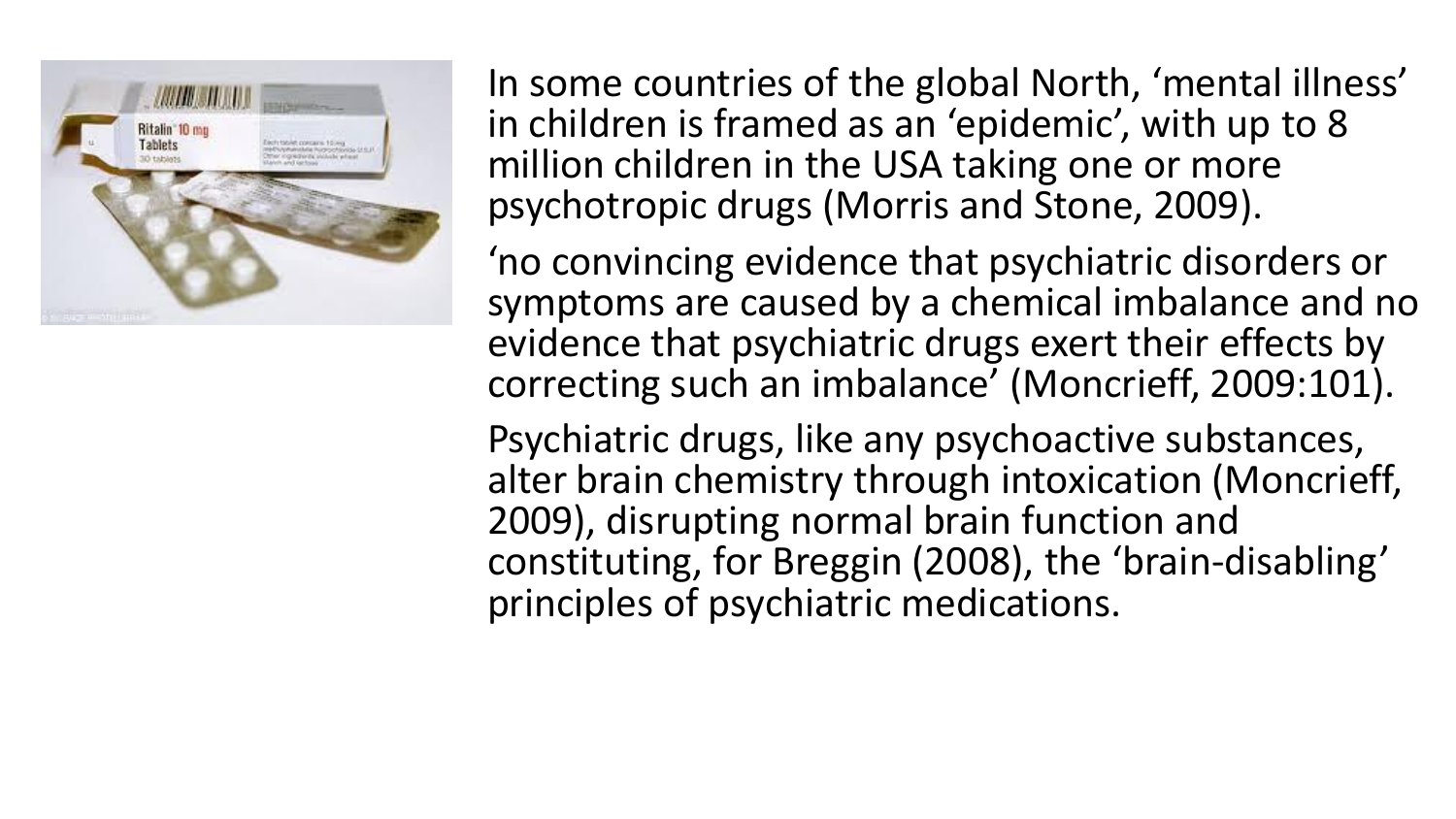In some countries of the global North, 'mental illness' in children is framed as an 'epidemic', with up to 8 million children in the USA taking one or more psychotropic drugs (Morris and Stone, 2009).

'no convincing evidence that psychiatric disorders or symptoms are caused by a chemical imbalance and no evidence that psychiatric drugs exert their effects by correcting such an imbalance' (Moncrieff, 2009:101).

Psychiatric drugs, like any psychoactive substances, alter brain chemistry through intoxication (Moncrieff, 2009), disrupting normal brain function and constituting, for Breggin (2008), the 'brain-disabling' principles of psychiatric medications.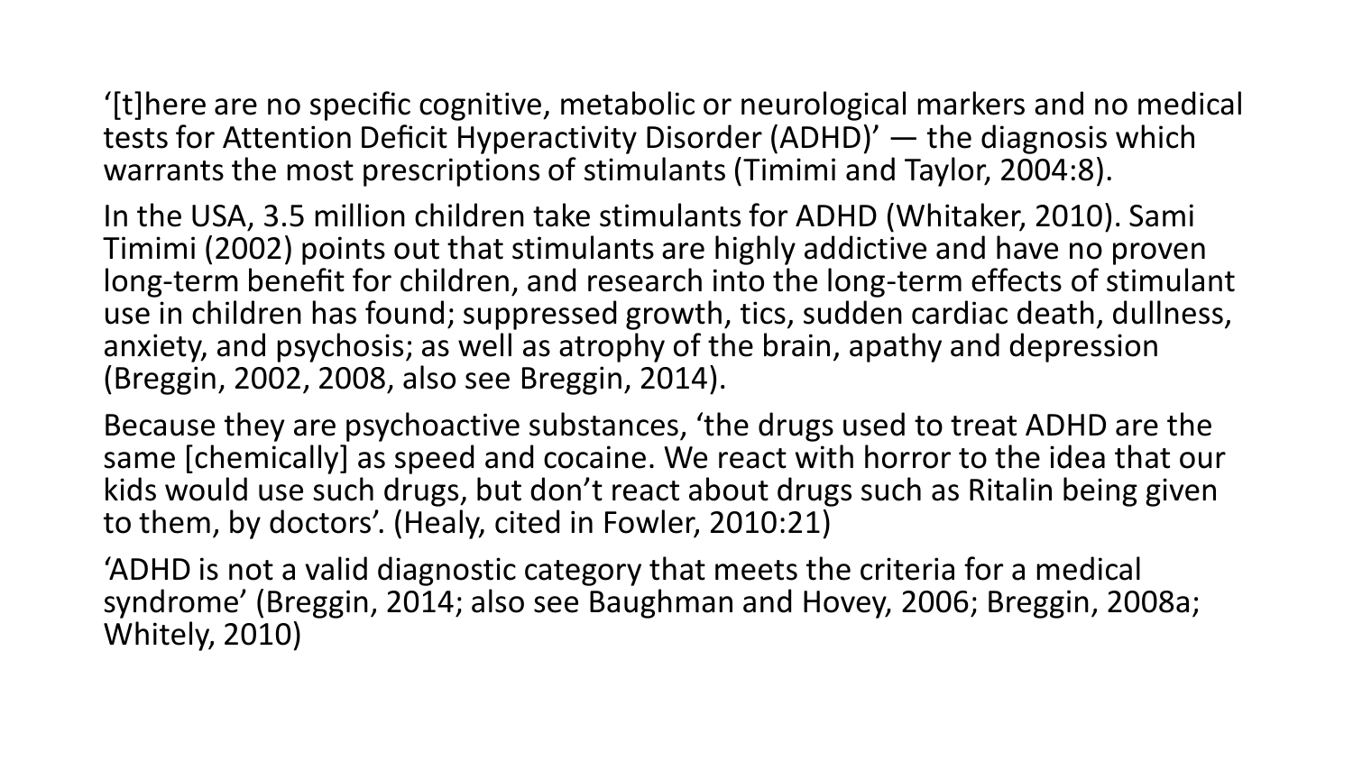'[t]here are no specific cognitive, metabolic or neurological markers and no medical tests for Attention Deficit Hyperactivity Disorder (ADHD)' — the diagnosis which warrants the most prescriptions of stimulants (Timimi and Taylor, 2004:8).

In the USA, 3.5 million children take stimulants for ADHD (Whitaker, 2010). Sami Timimi (2002) points out that stimulants are highly addictive and have no proven long-term benefit for children, and research into the long-term effects of stimulant use in children has found; suppressed growth, tics, sudden cardiac death, dullness, anxiety, and psychosis; as well as atrophy of the brain, apathy and depression (Breggin, 2002, 2008, also see Breggin, 2014).

Because they are psychoactive substances, 'the drugs used to treat ADHD are the same [chemically] as speed and cocaine. We react with horror to the idea that our kids would use such drugs, but don't react about drugs such as Ritalin being given to them, by doctors'. (Healy, cited in Fowler, 2010:21)

'ADHD is not a valid diagnostic category that meets the criteria for a medical syndrome' (Breggin, 2014; also see Baughman and Hovey, 2006; Breggin, 2008a; Whitely, 2010)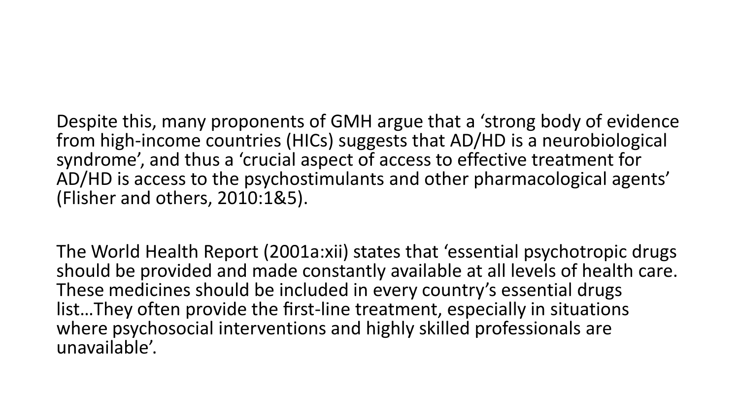Despite this, many proponents of GMH argue that a 'strong body of evidence from high-income countries (HICs) suggests that AD/HD is a neurobiological syndrome', and thus a 'crucial aspect of access to effective treatment for AD/HD is access to the psychostimulants and other pharmacological agents' (Flisher and others, 2010:1&5).

The World Health Report (2001a:xii) states that 'essential psychotropic drugs should be provided and made constantly available at all levels of health care. These medicines should be included in every country's essential drugs list…They often provide the first-line treatment, especially in situations where psychosocial interventions and highly skilled professionals are unavailable'.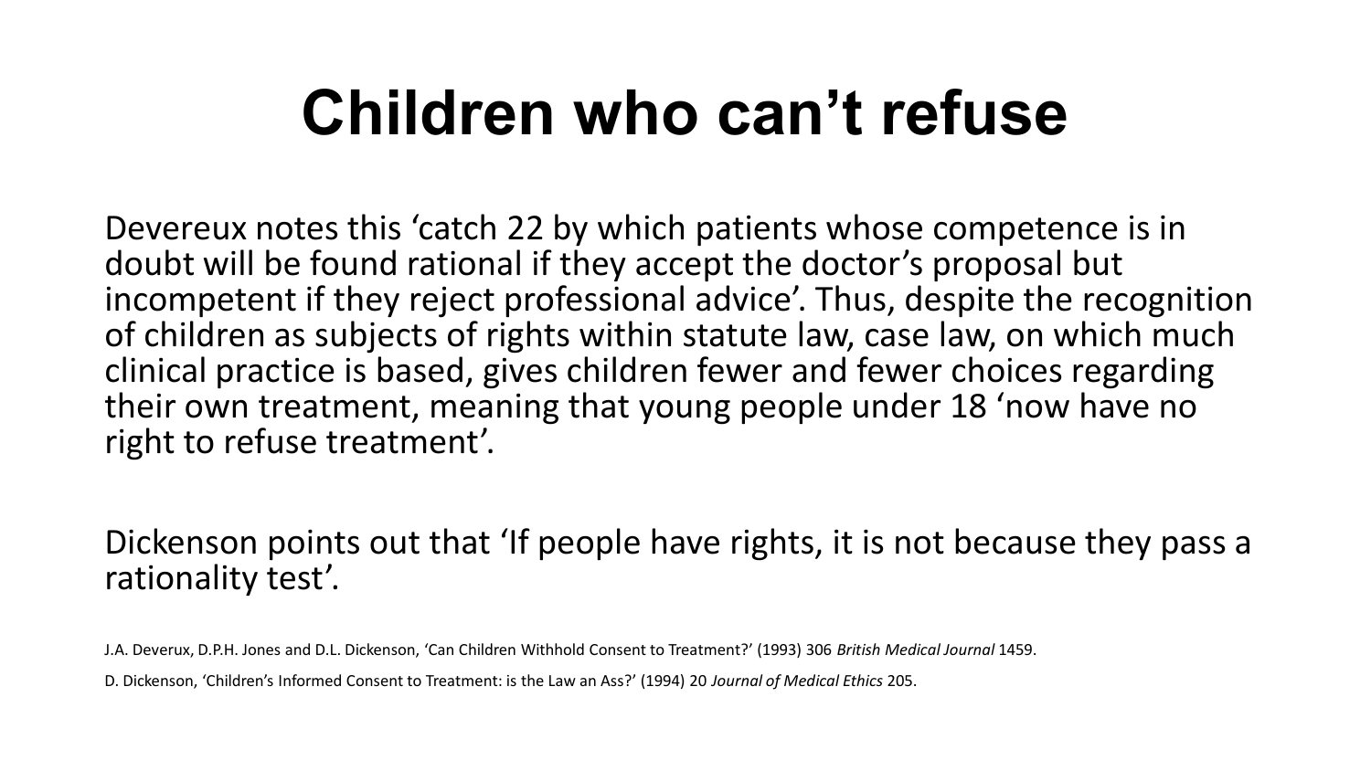# Children who can't refuse

Devereux notes this 'catch 22 by which patients whose competence is in doubt will be found rational if they accept the doctor's proposal but incompetent if they reject professional advice'. Thus, despite the recognition of children as subjects of rights within statute law, case law, on which much clinical practice is based, gives children fewer and fewer choices regarding their own treatment, meaning that young people under 18 'now have no right to refuse treatment'.

Dickenson points out that 'If people have rights, it is not because they pass a rationality test'.

J.A. Deverux, D.P.H. Jones and D.L. Dickenson, 'Can Children Withhold Consent to Treatment?' (1993) 306 *British Medical Journal* 1459.

D. Dickenson, 'Children's Informed Consent to Treatment: is the Law an Ass?' (1994) 20 *Journal of Medical Ethics* 205.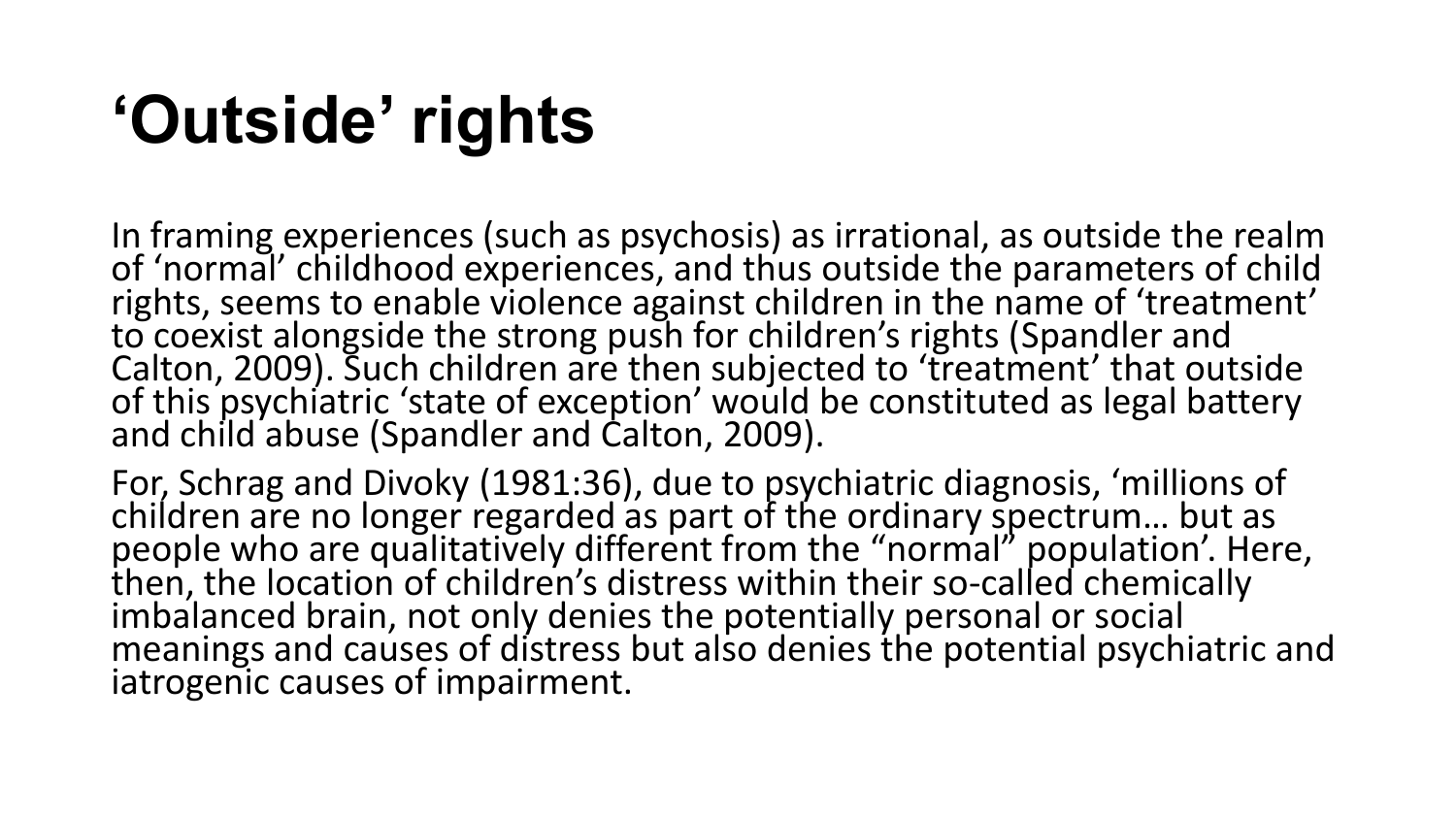# ‘Outside’ rights

In framing experiences (such as psychosis) as irrational, as outside the realm of ‘normal’ childhood experiences, and thus outside the parameters of child rights, seems to enable violence against children in the name of ‘treatment’ to coexist alongside the strong push for children’s rights (Spandler and Calton, 2009). Such children are then subjected to ‘treatment’ that outside of this psychiatric ‘state of exception’ would be constituted as legal battery and child abuse (Spandler and Calton, 2009).

For, Schrag and Divoky (1981:36), due to psychiatric diagnosis, ‘millions of children are no longer regarded as part of the ordinary spectrum… but as people who are qualitatively different from the “normal” population’. Here, then, the location of children’s distress within their so-called chemically imbalanced brain, not only denies the potentially personal or social meanings and causes of distress but also denies the potential psychiatric and iatrogenic causes of impairment.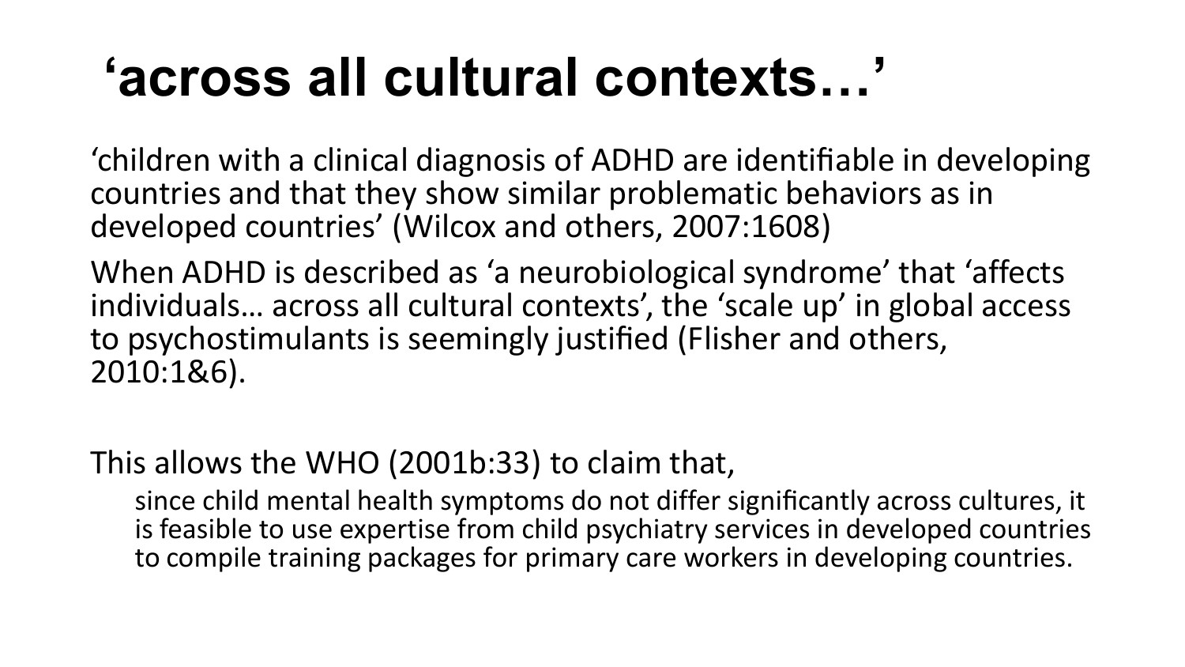# 'across all cultural contexts…'

'children with a clinical diagnosis of ADHD are identifiable in developing countries and that they show similar problematic behaviors as in developed countries' (Wilcox and others, 2007:1608)

When ADHD is described as 'a neurobiological syndrome' that 'affects individuals… across all cultural contexts', the 'scale up' in global access to psychostimulants is seemingly justified (Flisher and others, 2010:1&6).

This allows the WHO (2001b:33) to claim that,

> since child mental health symptoms do not differ significantly across cultures, it is feasible to use expertise from child psychiatry services in developed countries to compile training packages for primary care workers in developing countries.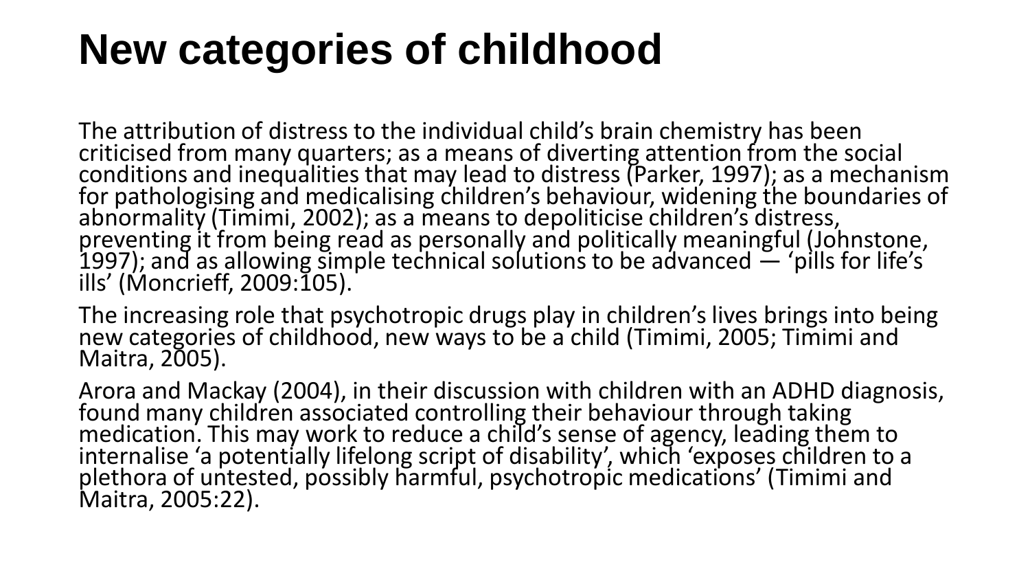# New categories of childhood

The attribution of distress to the individual child's brain chemistry has been criticised from many quarters; as a means of diverting attention from the social conditions and inequalities that may lead to distress (Parker, 1997); as a mechanism for pathologising and medicalising children's behaviour, widening the boundaries of abnormality (Timimi, 2002); as a means to depoliticise children's distress, preventing it from being read as personally and politically meaningful (Johnstone, 1997); and as allowing simple technical solutions to be advanced — 'pills for life's ills' (Moncrieff, 2009:105).

The increasing role that psychotropic drugs play in children's lives brings into being new categories of childhood, new ways to be a child (Timimi, 2005; Timimi and Maitra, 2005).

Arora and Mackay (2004), in their discussion with children with an ADHD diagnosis, found many children associated controlling their behaviour through taking medication. This may work to reduce a child's sense of agency, leading them to internalise 'a potentially lifelong script of disability', which 'exposes children to a plethora of untested, possibly harmful, psychotropic medications' (Timimi and Maitra, 2005:22).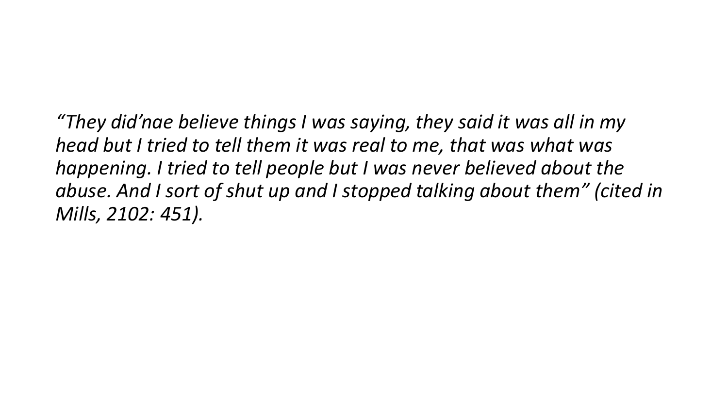*“They did’nae believe things I was saying, they said it was all in my head but I tried to tell them it was real to me, that was what was happening. I tried to tell people but I was never believed about the abuse. And I sort of shut up and I stopped talking about them” (cited in Mills, 2102: 451).*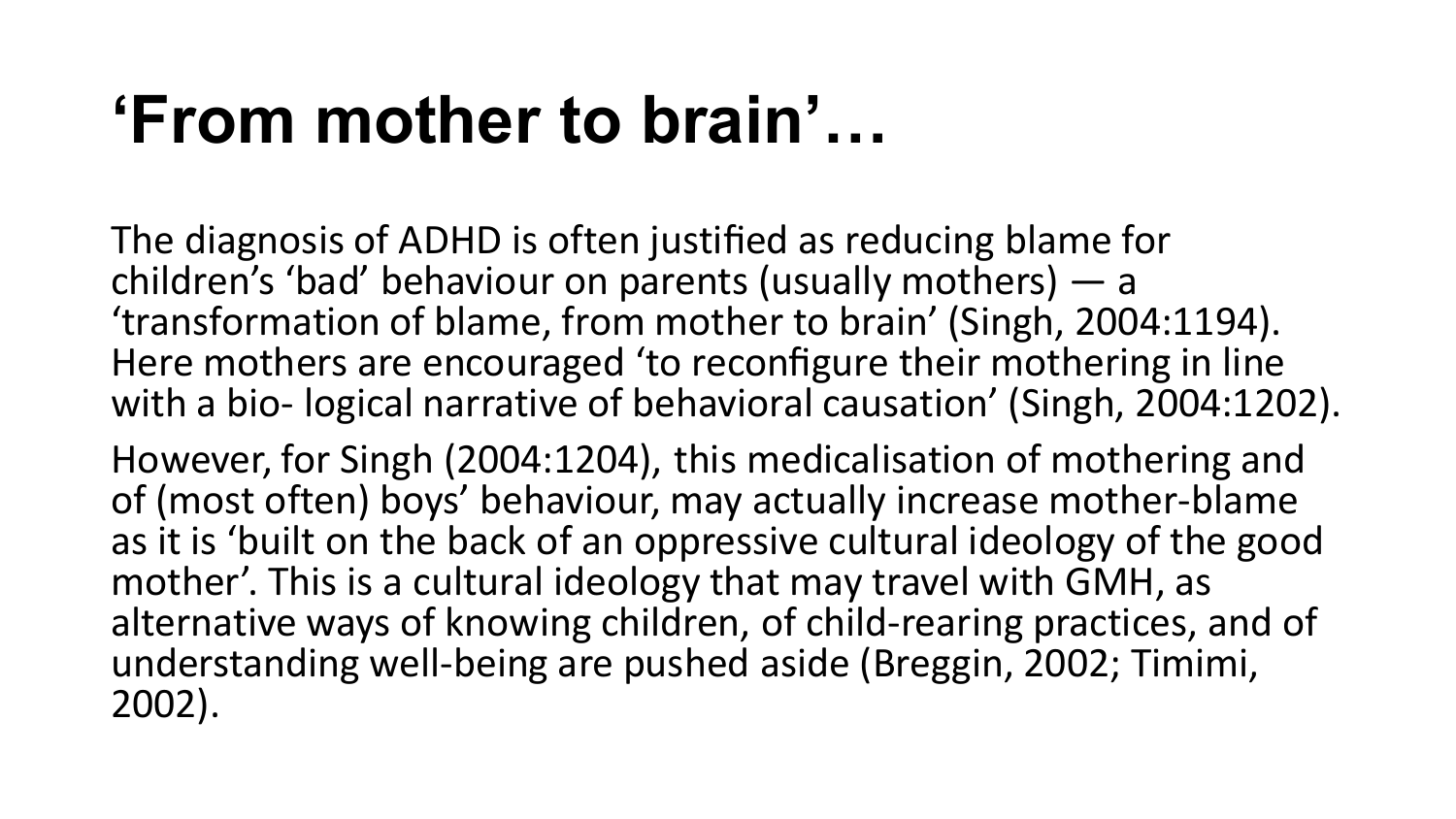# 'From mother to brain'…

The diagnosis of ADHD is often justified as reducing blame for children's 'bad' behaviour on parents (usually mothers) — a 'transformation of blame, from mother to brain' (Singh, 2004:1194). Here mothers are encouraged 'to reconfigure their mothering in line with a bio- logical narrative of behavioral causation' (Singh, 2004:1202).

However, for Singh (2004:1204), this medicalisation of mothering and of (most often) boys' behaviour, may actually increase mother-blame as it is 'built on the back of an oppressive cultural ideology of the good mother'. This is a cultural ideology that may travel with GMH, as alternative ways of knowing children, of child-rearing practices, and of understanding well-being are pushed aside (Breggin, 2002; Timimi, 2002).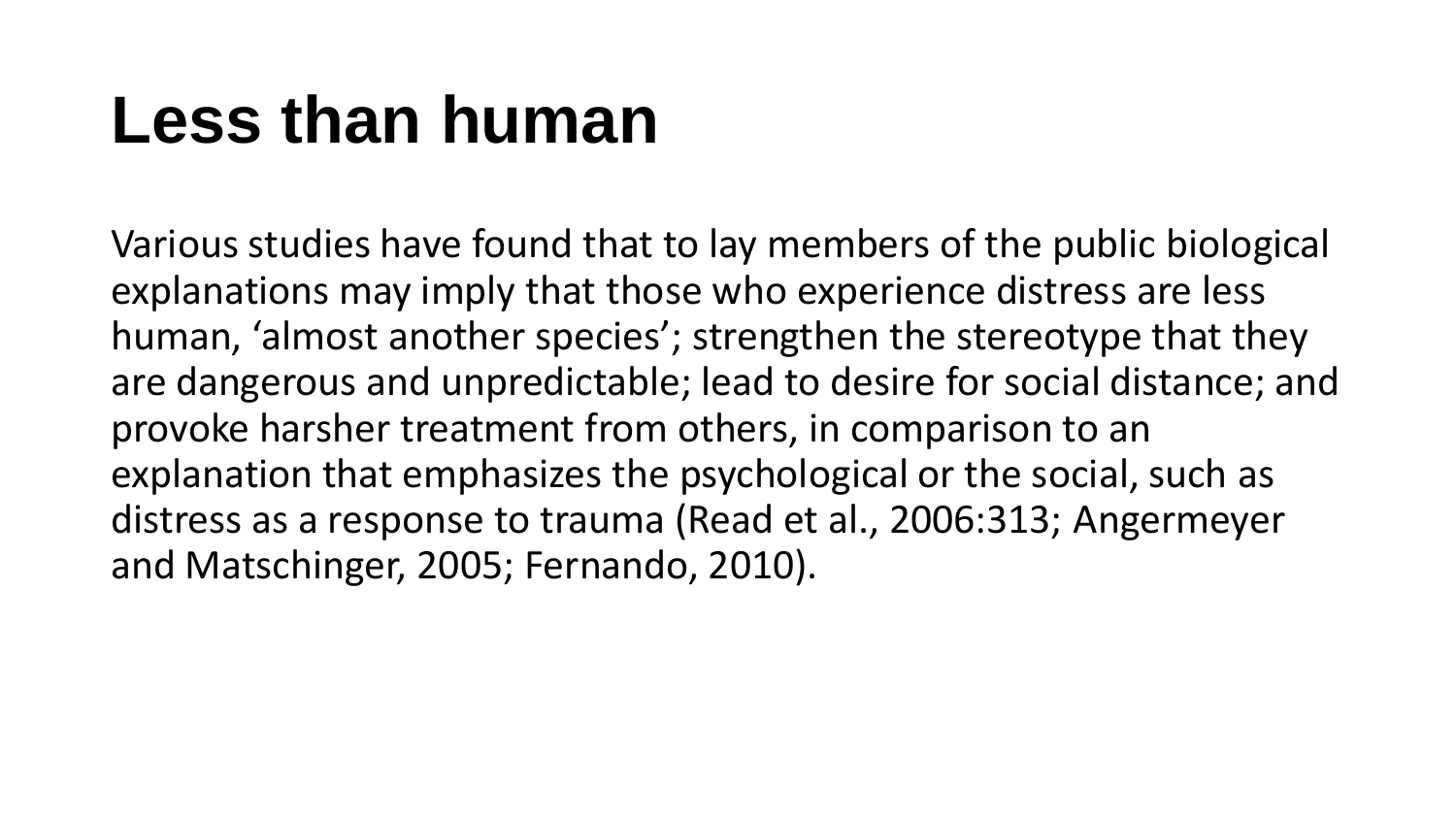# Less than human

Various studies have found that to lay members of the public biological explanations may imply that those who experience distress are less human, ‘almost another species’; strengthen the stereotype that they are dangerous and unpredictable; lead to desire for social distance; and provoke harsher treatment from others, in comparison to an explanation that emphasizes the psychological or the social, such as distress as a response to trauma (Read et al., 2006:313; Angermeyer and Matschinger, 2005; Fernando, 2010).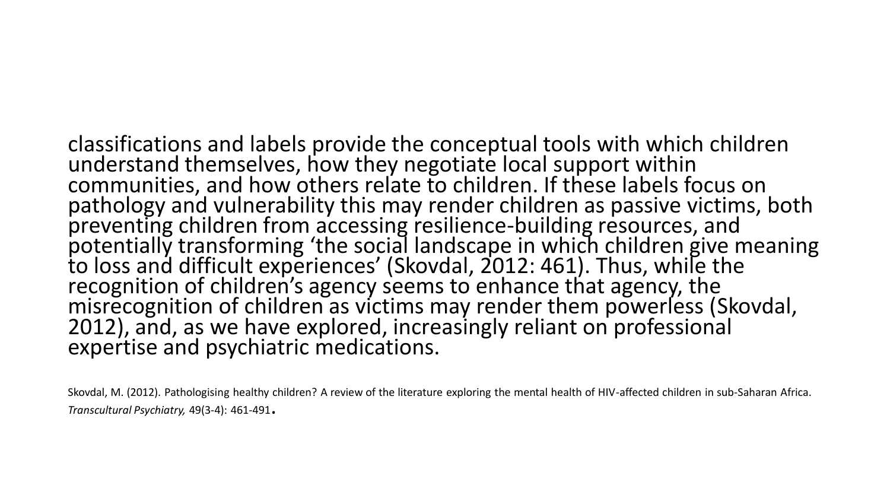classifications and labels provide the conceptual tools with which children understand themselves, how they negotiate local support within communities, and how others relate to children. If these labels focus on pathology and vulnerability this may render children as passive victims, both preventing children from accessing resilience-building resources, and potentially transforming 'the social landscape in which children give meaning to loss and difficult experiences' (Skovdal, 2012: 461). Thus, while the recognition of children's agency seems to enhance that agency, the misrecognition of children as victims may render them powerless (Skovdal, 2012), and, as we have explored, increasingly reliant on professional expertise and psychiatric medications.

Skovdal, M. (2012). Pathologising healthy children? A review of the literature exploring the mental health of HIV-affected children in sub-Saharan Africa. *Transcultural Psychiatry,* 49(3-4): 461-491.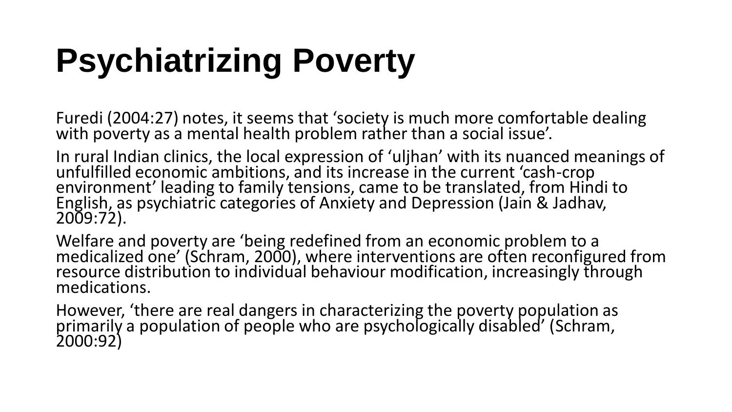# Psychiatrizing Poverty

Furedi (2004:27) notes, it seems that 'society is much more comfortable dealing with poverty as a mental health problem rather than a social issue'.

In rural Indian clinics, the local expression of 'uljhan' with its nuanced meanings of unfulfilled economic ambitions, and its increase in the current 'cash-crop environment' leading to family tensions, came to be translated, from Hindi to English, as psychiatric categories of Anxiety and Depression (Jain & Jadhav, 2009:72).

Welfare and poverty are 'being redefined from an economic problem to a medicalized one' (Schram, 2000), where interventions are often reconfigured from resource distribution to individual behaviour modification, increasingly through medications.

However, 'there are real dangers in characterizing the poverty population as primarily a population of people who are psychologically disabled' (Schram, 2000:92)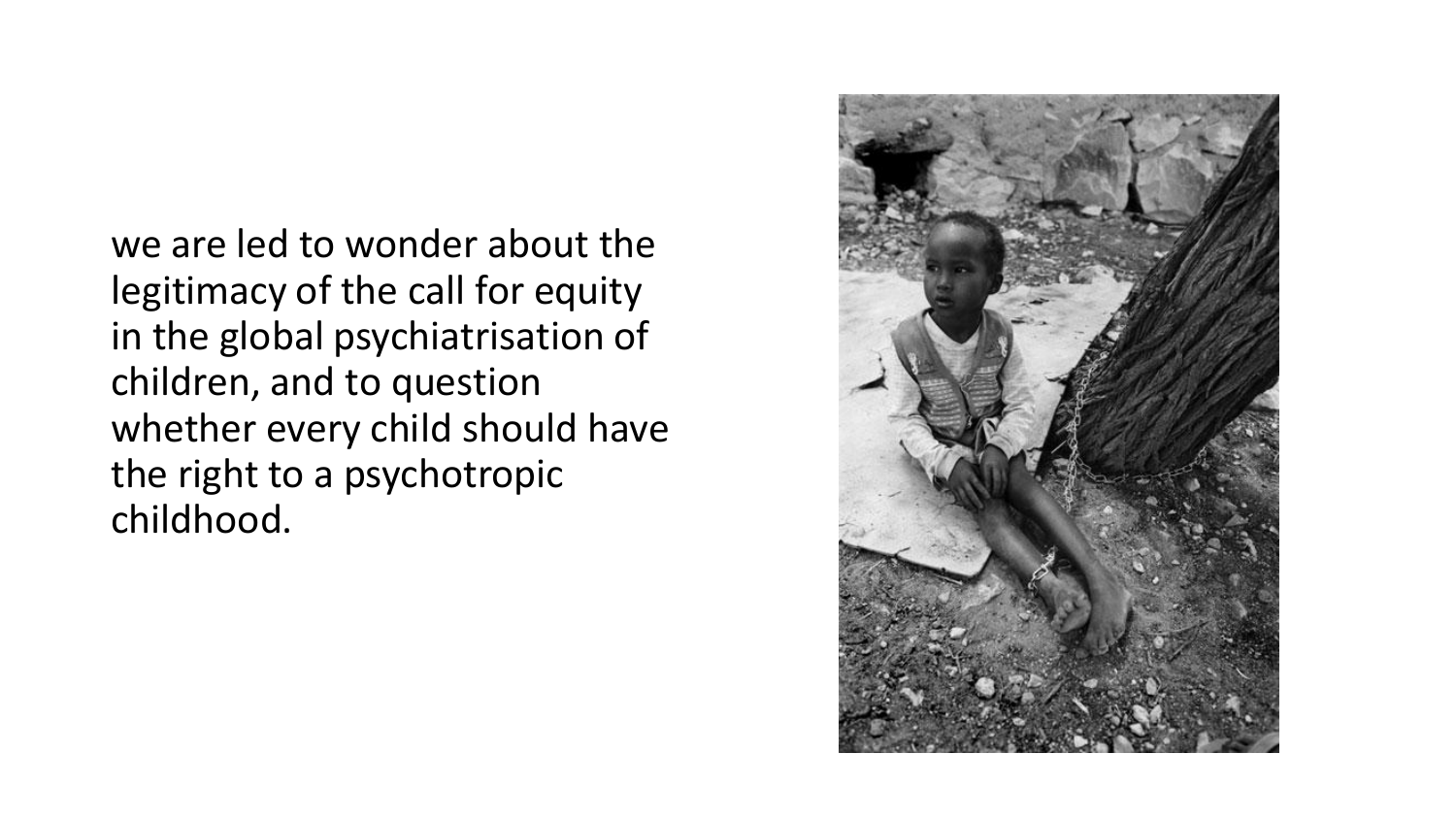we are led to wonder about the legitimacy of the call for equity in the global psychiatrisation of children, and to question whether every child should have the right to a psychotropic childhood.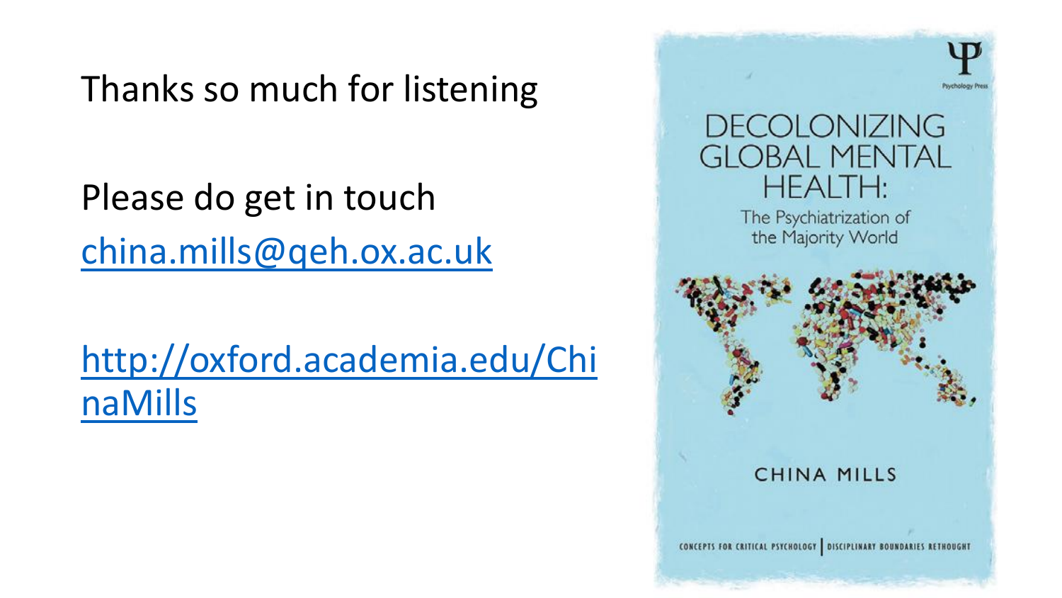Thanks so much for listening

Please do get in touch
china.mills@qeh.ox.ac.uk

http://oxford.academia.edu/ChinaMills

DECOLONIZING GLOBAL MENTAL HEALTH:
The Psychiatrization of the Majority World

CHINA MILLS

CONCEPTS FOR CRITICAL PSYCHOLOGY | DISCIPLINARY BOUNDARIES RETHOUGHT